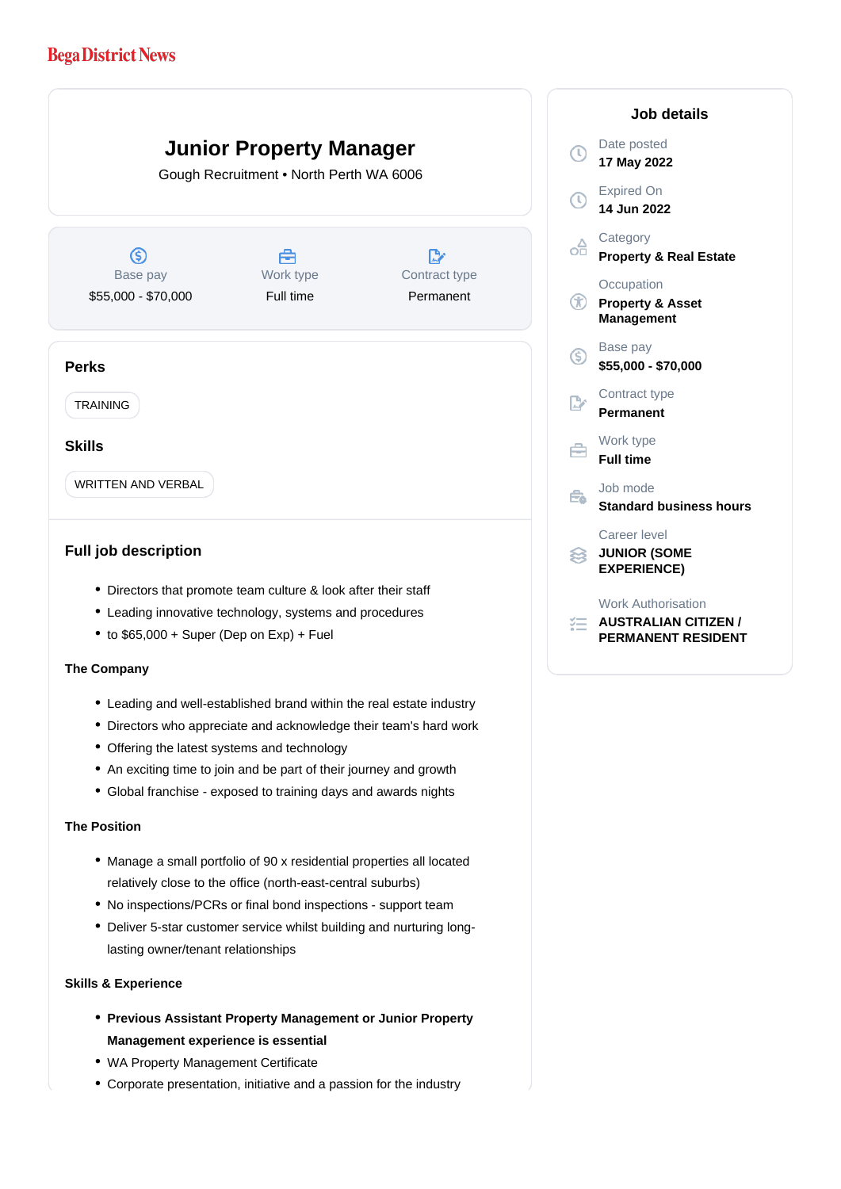Bega District News

# Junior Property Manager

Gough Recruitment • North Perth WA 6006

| Base pay | Work type | Contract type |
| --- | --- | --- |
| $55,000 - $70,000 | Full time | Permanent |

## Perks

TRAINING

## Skills

WRITTEN AND VERBAL

## Full job description

- Directors that promote team culture & look after their staff
- Leading innovative technology, systems and procedures
- to $65,000 + Super (Dep on Exp) + Fuel

**The Company**

- Leading and well-established brand within the real estate industry
- Directors who appreciate and acknowledge their team's hard work
- Offering the latest systems and technology
- An exciting time to join and be part of their journey and growth
- Global franchise - exposed to training days and awards nights

**The Position**

- Manage a small portfolio of 90 x residential properties all located relatively close to the office (north-east-central suburbs)
- No inspections/PCRs or final bond inspections - support team
- Deliver 5-star customer service whilst building and nurturing long-lasting owner/tenant relationships

**Skills & Experience**

- **Previous Assistant Property Management or Junior Property Management experience is essential**
- WA Property Management Certificate
- Corporate presentation, initiative and a passion for the industry

## Job details

Date posted
**17 May 2022**

Expired On
**14 Jun 2022**

Category
**Property & Real Estate**

Occupation
**Property & Asset Management**

Base pay
**$55,000 - $70,000**

Contract type
**Permanent**

Work type
**Full time**

Job mode
**Standard business hours**

Career level
**JUNIOR (SOME EXPERIENCE)**

Work Authorisation
**AUSTRALIAN CITIZEN / PERMANENT RESIDENT**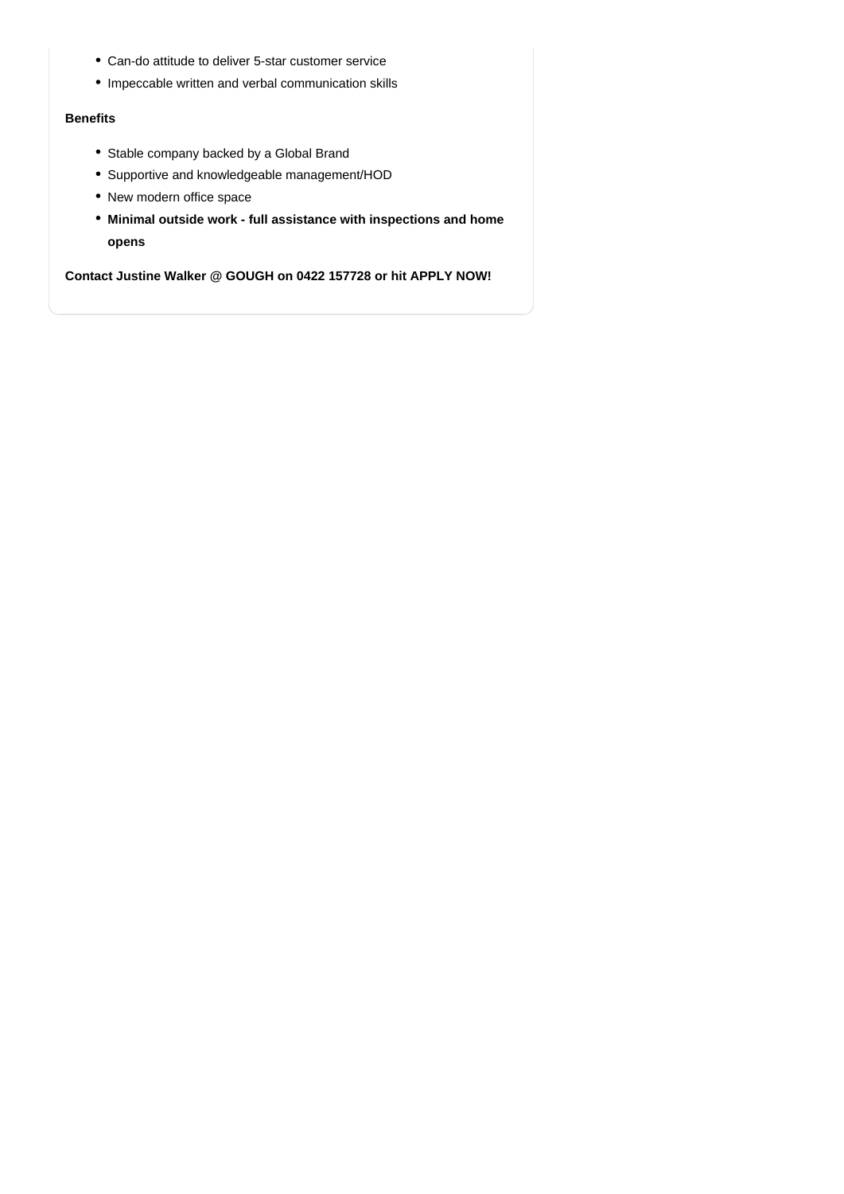- Can-do attitude to deliver 5-star customer service
- Impeccable written and verbal communication skills

**Benefits**

- Stable company backed by a Global Brand
- Supportive and knowledgeable management/HOD
- New modern office space
- **Minimal outside work - full assistance with inspections and home opens**

**Contact Justine Walker @ GOUGH on 0422 157728 or hit APPLY NOW!**